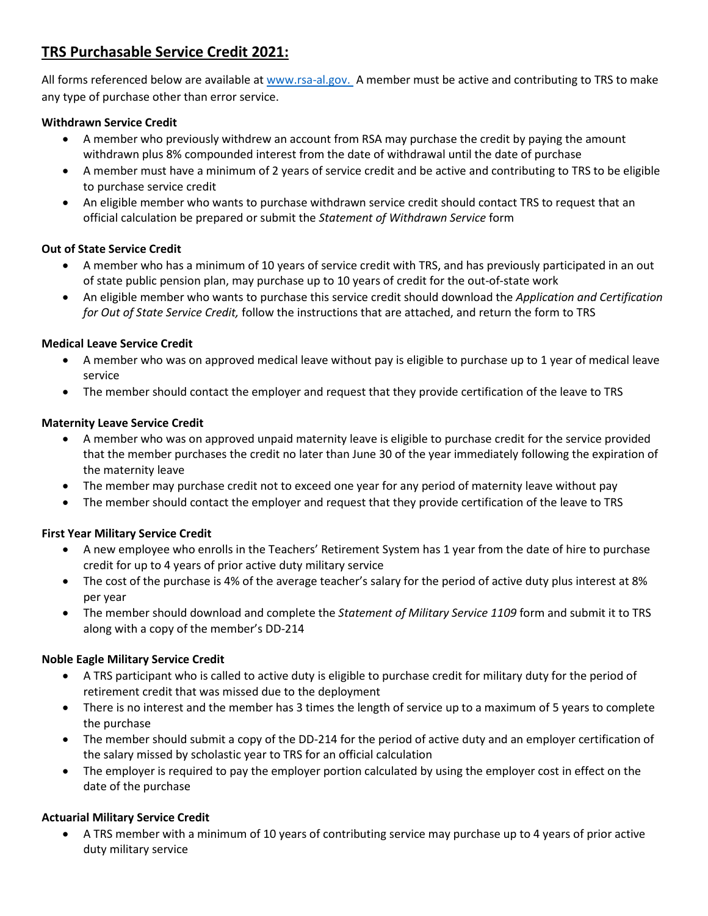# TRS Purchasable Service Credit 2021:

All forms referenced below are available at [www.rsa-al.gov.](http://www.rsa-al.gov) A member must be active and contributing to TRS to make any type of purchase other than error service.

**Withdrawn Service Credit**

- A member who previously withdrew an account from RSA may purchase the credit by paying the amount withdrawn plus 8% compounded interest from the date of withdrawal until the date of purchase
- A member must have a minimum of 2 years of service credit and be active and contributing to TRS to be eligible to purchase service credit
- An eligible member who wants to purchase withdrawn service credit should contact TRS to request that an official calculation be prepared or submit the *Statement of Withdrawn Service* form

**Out of State Service Credit**

- A member who has a minimum of 10 years of service credit with TRS, and has previously participated in an out of state public pension plan, may purchase up to 10 years of credit for the out-of-state work
- An eligible member who wants to purchase this service credit should download the *Application and Certification for Out of State Service Credit,* follow the instructions that are attached, and return the form to TRS

**Medical Leave Service Credit**

- A member who was on approved medical leave without pay is eligible to purchase up to 1 year of medical leave service
- The member should contact the employer and request that they provide certification of the leave to TRS

**Maternity Leave Service Credit**

- A member who was on approved unpaid maternity leave is eligible to purchase credit for the service provided that the member purchases the credit no later than June 30 of the year immediately following the expiration of the maternity leave
- The member may purchase credit not to exceed one year for any period of maternity leave without pay
- The member should contact the employer and request that they provide certification of the leave to TRS

**First Year Military Service Credit**

- A new employee who enrolls in the Teachers' Retirement System has 1 year from the date of hire to purchase credit for up to 4 years of prior active duty military service
- The cost of the purchase is 4% of the average teacher's salary for the period of active duty plus interest at 8% per year
- The member should download and complete the *Statement of Military Service 1109* form and submit it to TRS along with a copy of the member's DD-214

**Noble Eagle Military Service Credit**

- A TRS participant who is called to active duty is eligible to purchase credit for military duty for the period of retirement credit that was missed due to the deployment
- There is no interest and the member has 3 times the length of service up to a maximum of 5 years to complete the purchase
- The member should submit a copy of the DD-214 for the period of active duty and an employer certification of the salary missed by scholastic year to TRS for an official calculation
- The employer is required to pay the employer portion calculated by using the employer cost in effect on the date of the purchase

**Actuarial Military Service Credit**

- A TRS member with a minimum of 10 years of contributing service may purchase up to 4 years of prior active duty military service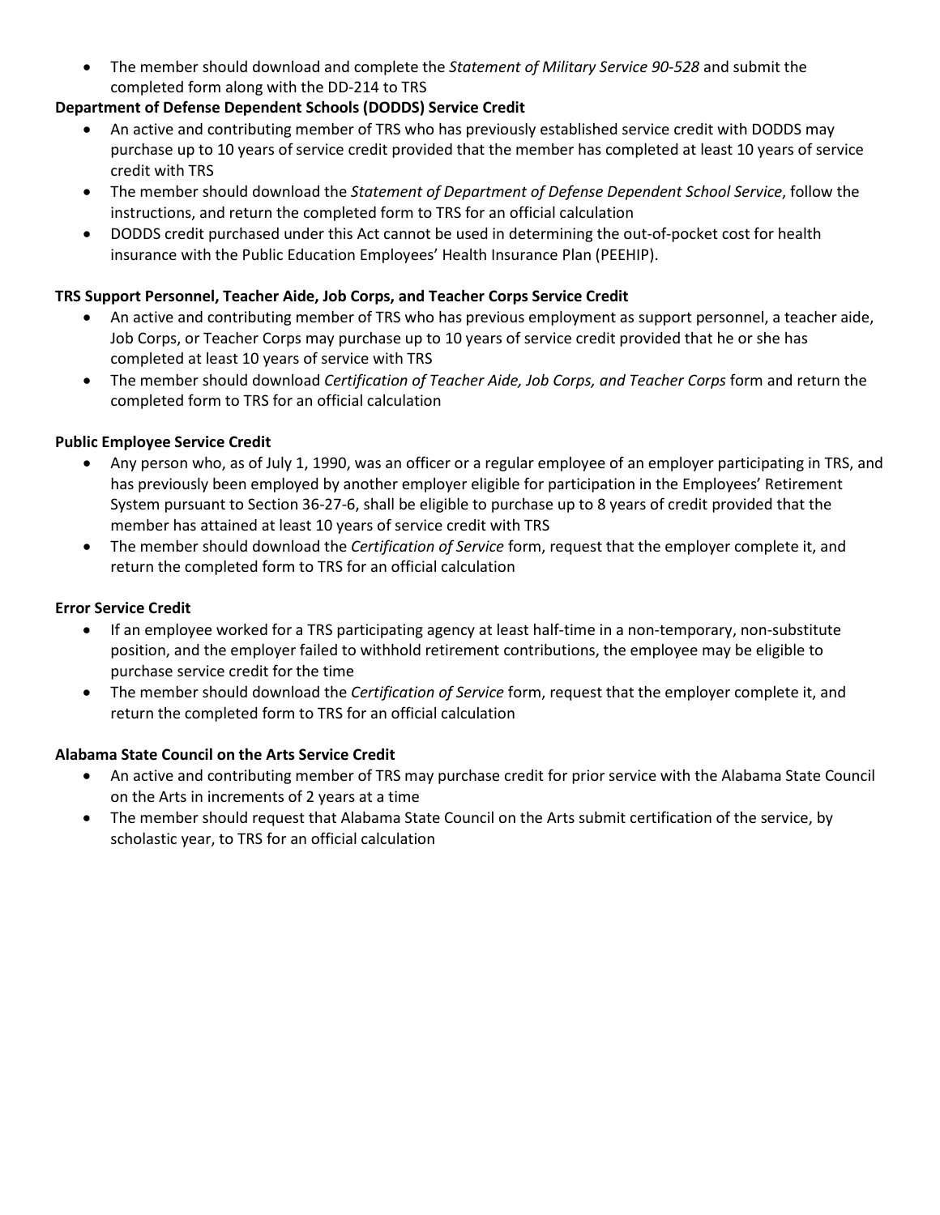- The member should download and complete the *Statement of Military Service 90-528* and submit the completed form along with the DD-214 to TRS

**Department of Defense Dependent Schools (DODDS) Service Credit**

- An active and contributing member of TRS who has previously established service credit with DODDS may purchase up to 10 years of service credit provided that the member has completed at least 10 years of service credit with TRS
- The member should download the *Statement of Department of Defense Dependent School Service*, follow the instructions, and return the completed form to TRS for an official calculation
- DODDS credit purchased under this Act cannot be used in determining the out-of-pocket cost for health insurance with the Public Education Employees' Health Insurance Plan (PEEHIP).

**TRS Support Personnel, Teacher Aide, Job Corps, and Teacher Corps Service Credit**

- An active and contributing member of TRS who has previous employment as support personnel, a teacher aide, Job Corps, or Teacher Corps may purchase up to 10 years of service credit provided that he or she has completed at least 10 years of service with TRS
- The member should download *Certification of Teacher Aide, Job Corps, and Teacher Corps* form and return the completed form to TRS for an official calculation

**Public Employee Service Credit**

- Any person who, as of July 1, 1990, was an officer or a regular employee of an employer participating in TRS, and has previously been employed by another employer eligible for participation in the Employees' Retirement System pursuant to Section 36-27-6, shall be eligible to purchase up to 8 years of credit provided that the member has attained at least 10 years of service credit with TRS
- The member should download the *Certification of Service* form, request that the employer complete it, and return the completed form to TRS for an official calculation

**Error Service Credit**

- If an employee worked for a TRS participating agency at least half-time in a non-temporary, non-substitute position, and the employer failed to withhold retirement contributions, the employee may be eligible to purchase service credit for the time
- The member should download the *Certification of Service* form, request that the employer complete it, and return the completed form to TRS for an official calculation

**Alabama State Council on the Arts Service Credit**

- An active and contributing member of TRS may purchase credit for prior service with the Alabama State Council on the Arts in increments of 2 years at a time
- The member should request that Alabama State Council on the Arts submit certification of the service, by scholastic year, to TRS for an official calculation